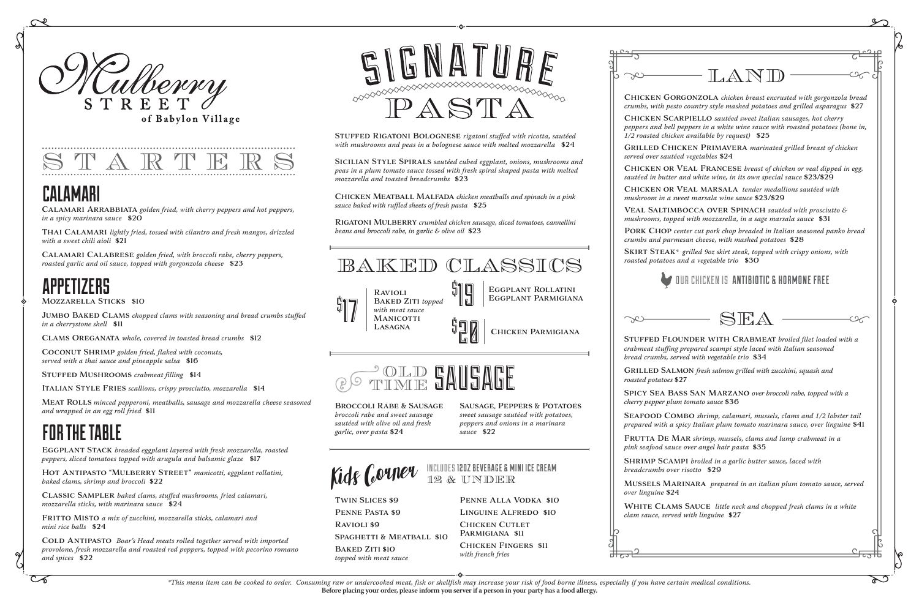# Mulberry Street of Babylon Village

## STARTERS

### CALAMARI

**Calamari Arrabbiata** *golden fried, with cherry peppers and hot peppers, in a spicy marinara sauce* $20

**Thai Calamari** *lightly fried, tossed with cilantro and fresh mangos, drizzled with a sweet chili aioli* $21

**Calamari Calabrese** *golden fried, with broccoli rabe, cherry peppers, roasted garlic and oil sauce, topped with gorgonzola cheese* $23

### APPETIZERS

**Mozzarella Sticks** $10

**Jumbo Baked Clams** *chopped clams with seasoning and bread crumbs stuffed in a cherrystone shell* $11

**Clams Oreganata** *whole, covered in toasted bread crumbs* $12

**Coconut Shrimp** *golden fried, flaked with coconuts, served with a thai sauce and pineapple salsa* $16

**Stuffed Mushrooms** *crabmeat filling* $14

**Italian Style Fries** *scallions, crispy prosciutto, mozzarella* $14

**Meat Rolls** *minced pepperoni, meatballs, sausage and mozzarella cheese seasoned and wrapped in an egg roll fried* $11

### FOR THE TABLE

**Eggplant Stack** *breaded eggplant layered with fresh mozzarella, roasted peppers, sliced tomatoes topped with arugula and balsamic glaze* $17

**Hot Antipasto "Mulberry Street"** *manicotti, eggplant rollatini, baked clams, shrimp and broccoli* $22

**Classic Sampler** *baked clams, stuffed mushrooms, fried calamari, mozzarella sticks, with marinara sauce* $24

**Fritto Misto** *a mix of zucchini, mozzarella sticks, calamari and mini rice balls* $24

**Cold Antipasto** *Boar's Head meats rolled together served with imported provolone, fresh mozzarella and roasted red peppers, topped with pecorino romano and spices* $22

## SIGNATURE PASTA

**Stuffed Rigatoni Bolognese** *rigatoni stuffed with ricotta, sautéed with mushrooms and peas in a bolognese sauce with melted mozzarella* $24

**Sicilian Style Spirals** *sautéed cubed eggplant, onions, mushrooms and peas in a plum tomato sauce tossed with fresh spiral shaped pasta with melted mozzarella and toasted breadcrumbs* $23

**Chicken Meatball Malfada** *chicken meatballs and spinach in a pink sauce baked with ruffled sheets of fresh pasta* $25

**Rigatoni Mulberry** *crumbled chicken sausage, diced tomatoes, cannellini beans and broccoli rabe, in garlic & olive oil* $23

## BAKED CLASSICS

**$17** — Ravioli, Baked Ziti *topped with meat sauce*, Manicotti, Lasagna

**$19** — Eggplant Rollatini, Eggplant Parmigiana

**$20** — Chicken Parmigiana

## OLD TIME SAUSAGE

**Broccoli Rabe & Sausage** *broccoli rabe and sweet sausage sautéed with olive oil and fresh garlic, over pasta* $24

**Sausage, Peppers & Potatoes** *sweet sausage sautéed with potatoes, peppers and onions in a marinara sauce* $22

## Kids Corner

INCLUDES 12OZ BEVERAGE & MINI ICE CREAM
12 & UNDER

- Twin Slices $9
- Penne Pasta $9
- Ravioli $9
- Spaghetti & Meatball $10
- Baked Ziti $10 *topped with meat sauce*
- Penne Alla Vodka $10
- Linguine Alfredo $10
- Chicken Cutlet Parmigiana $11
- Chicken Fingers $11 *with french fries*

## LAND

**Chicken Gorgonzola** *chicken breast encrusted with gorgonzola bread crumbs, with pesto country style mashed potatoes and grilled asparagus* $27

**Chicken Scarpiello** *sautéed sweet Italian sausages, hot cherry peppers and bell peppers in a white wine sauce with roasted potatoes (bone in, 1/2 roasted chicken available by request)* $25

**Grilled Chicken Primavera** *marinated grilled breast of chicken served over sautéed vegetables* $24

**Chicken or Veal Francese** *breast of chicken or veal dipped in egg, sautéed in butter and white wine, in its own special sauce* $23/$29

**Chicken or Veal Marsala** *tender medallions sautéed with mushroom in a sweet marsala wine sauce* $23/$29

**Veal Saltimbocca over Spinach** *sautéed with prosciutto & mushrooms, topped with mozzarella, in a sage marsala sauce* $31

**Pork Chop** *center cut pork chop breaded in Italian seasoned panko bread crumbs and parmesan cheese, with mashed potatoes* $28

**Skirt Steak*** *grilled 9oz skirt steak, topped with crispy onions, with roasted potatoes and a vegetable trio* $30

OUR CHICKEN IS **ANTIBIOTIC & HORMONE FREE**

## SEA

**Stuffed Flounder with Crabmeat** *broiled filet loaded with a crabmeat stuffing prepared scampi style laced with Italian seasoned bread crumbs, served with vegetable trio* $34

**Grilled Salmon** *fresh salmon grilled with zucchini, squash and roasted potatoes* $27

**Spicy Sea Bass San Marzano** *over broccoli rabe, topped with a cherry pepper plum tomato sauce* $36

**Seafood Combo** *shrimp, calamari, mussels, clams and 1/2 lobster tail prepared with a spicy Italian plum tomato marinara sauce, over linguine* $41

**Frutta De Mar** *shrimp, mussels, clams and lump crabmeat in a pink seafood sauce over angel hair pasta* $35

**Shrimp Scampi** *broiled in a garlic butter sauce, laced with breadcrumbs over risotto* $29

**Mussels Marinara** *prepared in an italian plum tomato sauce, served over linguine* $24

**White Clams Sauce** *little neck and chopped fresh clams in a white clam sauce, served with linguine* $27

*\*This menu item can be cooked to order. Consuming raw or undercooked meat, fish or shellfish may increase your risk of food borne illness, especially if you have certain medical conditions.*

**Before placing your order, please inform you server if a person in your party has a food allergy.**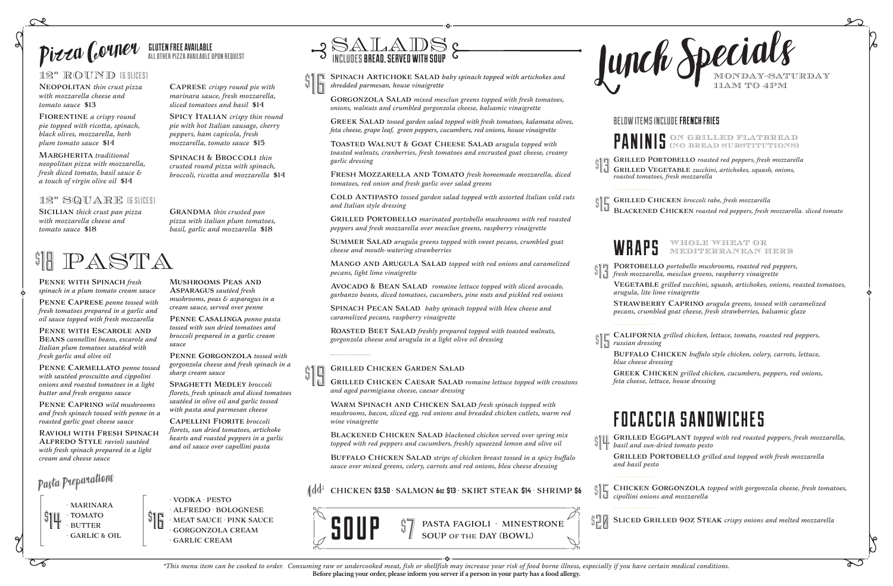# Pizza Corner

**GLUTEN FREE AVAILABLE**
ALL OTHER PIZZA AVAILABLE UPON REQUEST

## 12" ROUND (6 SLICES)

**Neopolitan** *thin crust pizza with mozzarella cheese and tomato sauce* **$13**

**Fiorentine** *a crispy round pie topped with ricotta, spinach, black olives, mozzarella, herb plum tomato sauce* **$14**

**Margherita** *traditional neopolitan pizza with mozzarella, fresh diced tomato, basil sauce & a touch of virgin olive oil* **$14**

**Caprese** *crispy round pie with marinara sauce, fresh mozzarella, sliced tomatoes and basil* **$14**

**Spicy Italian** *crispy thin round pie with hot Italian sausage, cherry peppers, ham capicola, fresh mozzarella, tomato sauce* **$15**

**Spinach & Broccoli** *thin crusted round pizza with spinach, broccoli, ricotta and mozzarella* **$14**

## 12" SQUARE (6 SLICES)

**Sicilian** *thick crust pan pizza with mozzarella cheese and tomato sauce* **$18**

**Grandma** *thin crusted pan pizza with italian plum tomatoes, basil, garlic and mozzarella* **$18**

# $18 PASTA

**Penne with Spinach** *fresh spinach in a plum tomato cream sauce*

**Penne Caprese** *penne tossed with fresh tomatoes prepared in a garlic and oil sauce topped with fresh mozzarella*

**Penne with Escarole and Beans** *cannellini beans, escarole and Italian plum tomatoes sautéed with fresh garlic and olive oil*

**Penne Carmellato** *penne tossed with sautéed proscuitto and cippolini onions and roasted tomatoes in a light butter and fresh oregano sauce*

**Penne Caprino** *wild mushrooms and fresh spinach tossed with penne in a roasted garlic goat cheese sauce*

**Ravioli with Fresh Spinach Alfredo Style** *ravioli sautéed with fresh spinach prepared in a light cream and cheese sauce*

**Mushrooms Peas and Asparagus** *sautéed fresh mushrooms, peas & asparagus in a cream sauce, served over penne*

**Penne Casalinga** *penne pasta tossed with sun dried tomatoes and broccoli prepared in a garlic cream sauce*

**Penne Gorgonzola** *tossed with gorgonzola cheese and fresh spinach in a sharp cream sauce*

**Spaghetti Medley** *broccoli florets, fresh spinach and diced tomatoes sautéed in olive oil and garlic tossed with pasta and parmesan cheese*

**Capellini Fiorite** *broccoli florets, sun dried tomatoes, artichoke hearts and roasted peppers in a garlic and oil sauce over capellini pasta*

## Pasta Preparations

**$14**
- Marinara
- Tomato
- Butter
- Garlic & Oil

**$16**
- Vodka · Pesto
- Alfredo · Bolognese
- Meat Sauce · Pink Sauce
- Gorgonzola Cream
- Garlic Cream

# SALADS

**INCLUDES BREAD, SERVED WITH SOUP**

**$16**

**Spinach Artichoke Salad** *baby spinach topped with artichokes and shredded parmesan, house vinaigrette*

**Gorgonzola Salad** *mixed mesclun greens topped with fresh tomatoes, onions, walnuts and crumbled gorgonzola cheese, balsamic vinaigrette*

**Greek Salad** *tossed garden salad topped with fresh tomatoes, kalamata olives, feta cheese, grape leaf, green peppers, cucumbers, red onions, house vinaigrette*

**Toasted Walnut & Goat Cheese Salad** *arugula topped with toasted walnuts, cranberries, fresh tomatoes and encrusted goat cheese, creamy garlic dressing*

**Fresh Mozzarella and Tomato** *fresh homemade mozzarella, diced tomatoes, red onion and fresh garlic over salad greens*

**Cold Antipasto** *tossed garden salad topped with assorted Italian cold cuts and Italian style dressing*

**Grilled Portobello** *marinated portobello mushrooms with red roasted peppers and fresh mozzarella over mesclun greens, raspberry vinaigrette*

**Summer Salad** *arugula greens topped with sweet pecans, crumbled goat cheese and mouth-watering strawberries*

**Mango and Arugula Salad** *topped with red onions and caramelized pecans, light lime vinaigrette*

**Avocado & Bean Salad** *romaine lettuce topped with sliced avocado, garbanzo beans, diced tomatoes, cucumbers, pine nuts and pickled red onions*

**Spinach Pecan Salad** *baby spinach topped with bleu cheese and caramelized pecans, raspberry vinaigrette*

**Roasted Beet Salad** *freshly prepared topped with toasted walnuts, gorgonzola cheese and arugula in a light olive oil dressing*

**$19**

**Grilled Chicken Garden Salad**

**Grilled Chicken Caesar Salad** *romaine lettuce topped with croutons and aged parmigiana cheese, caesar dressing*

**Warm Spinach and Chicken Salad** *fresh spinach topped with mushrooms, bacon, sliced egg, red onions and breaded chicken cutlets, warm red wine vinaigrette*

**Blackened Chicken Salad** *blackened chicken served over spring mix topped with red peppers and cucumbers, freshly squeezed lemon and olive oil*

**Buffalo Chicken Salad** *strips of chicken breast tossed in a spicy buffalo sauce over mixed greens, celery, carrots and red onions, bleu cheese dressing*

**Add:** CHICKEN **$3.50** · SALMON **6oz $13** · SKIRT STEAK **$14** · SHRIMP **$6**

# SOUP $7

PASTA FAGIOLI · MINESTRONE
SOUP OF THE DAY (BOWL)

# Lunch Specials

MONDAY-SATURDAY
11AM TO 4PM

**BELOW ITEMS INCLUDE FRENCH FRIES**

## PANINIS

ON GRILLED FLATBREAD (NO BREAD SUBSTITUTIONS)

**$13**

**Grilled Portobello** *roasted red peppers, fresh mozzarella*

**Grilled Vegetable** *zucchini, artichokes, squash, onions, roasted tomatoes, fresh mozzarella*

**$15**

**Grilled Chicken** *broccoli rabe, fresh mozzarella*

**Blackened Chicken** *roasted red peppers, fresh mozzarella. sliced tomato*

## WRAPS

WHOLE WHEAT OR MEDITERRANEAN HERB

**$13**

**Portobello** *portobello mushrooms, roasted red peppers, fresh mozzarella, mesclun greens, raspberry vinaigrette*

**Vegetable** *grilled zucchini, squash, artichokes, onions, roasted tomatoes, arugula, lite lime vinaigrette*

**Strawberry Caprino** *arugula greens, tossed with caramelized pecans, crumbled goat cheese, fresh strawberries, balsamic glaze*

**$15**

**California** *grilled chicken, lettuce, tomato, roasted red peppers, russian dressing*

**Buffalo Chicken** *buffalo style chicken, celery, carrots, lettuce, blue cheese dressing*

**Greek Chicken** *grilled chicken, cucumbers, peppers, red onions, feta cheese, lettuce, house dressing*

## FOCACCIA SANDWICHES

**$14**

**Grilled Eggplant** *topped with red roasted peppers, fresh mozzarella, basil and sun-dried tomato pesto*

**Grilled Portobello** *grilled and topped with fresh mozzarella and basil pesto*

**$15**

**Chicken Gorgonzola** *topped with gorgonzola cheese, fresh tomatoes, cipollini onions and mozzarella*

**$20**

**Sliced Grilled 9oz Steak** *crispy onions and melted mozzarella*

*\*This menu item can be cooked to order. Consuming raw or undercooked meat, fish or shellfish may increase your risk of food borne illness, especially if you have certain medical conditions.*
**Before placing your order, please inform you server if a person in your party has a food allergy.**